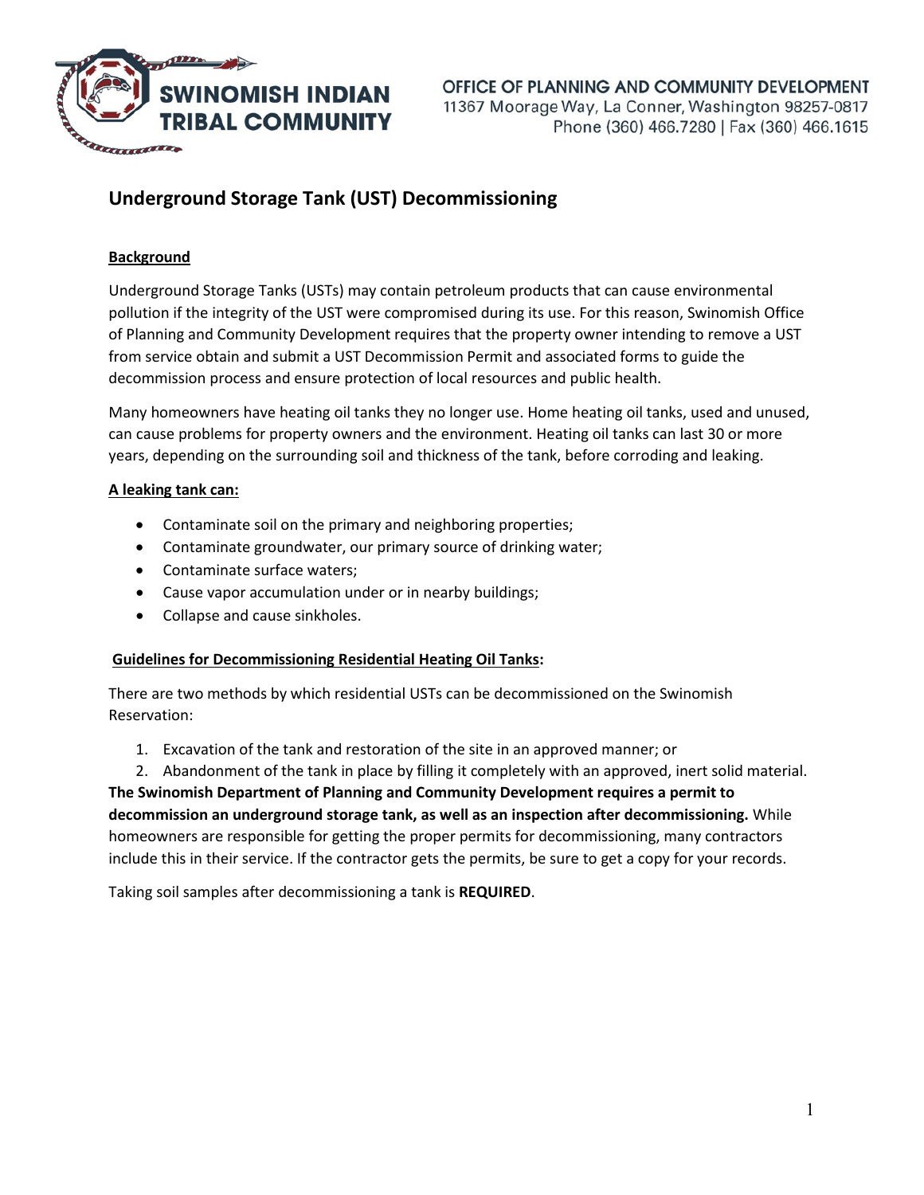**SWINOMISH INDIAN TRIBAL COMMUNITY**

**OFFICE OF PLANNING AND COMMUNITY DEVELOPMENT**
11367 Moorage Way, La Conner, Washington 98257-0817
Phone (360) 466.7280 | Fax (360) 466.1615

# Underground Storage Tank (UST) Decommissioning

**Background**

Underground Storage Tanks (USTs) may contain petroleum products that can cause environmental pollution if the integrity of the UST were compromised during its use. For this reason, Swinomish Office of Planning and Community Development requires that the property owner intending to remove a UST from service obtain and submit a UST Decommission Permit and associated forms to guide the decommission process and ensure protection of local resources and public health.

Many homeowners have heating oil tanks they no longer use. Home heating oil tanks, used and unused, can cause problems for property owners and the environment. Heating oil tanks can last 30 or more years, depending on the surrounding soil and thickness of the tank, before corroding and leaking.

**A leaking tank can:**

- Contaminate soil on the primary and neighboring properties;
- Contaminate groundwater, our primary source of drinking water;
- Contaminate surface waters;
- Cause vapor accumulation under or in nearby buildings;
- Collapse and cause sinkholes.

**Guidelines for Decommissioning Residential Heating Oil Tanks:**

There are two methods by which residential USTs can be decommissioned on the Swinomish Reservation:

1. Excavation of the tank and restoration of the site in an approved manner; or
2. Abandonment of the tank in place by filling it completely with an approved, inert solid material.

**The Swinomish Department of Planning and Community Development requires a permit to decommission an underground storage tank, as well as an inspection after decommissioning.** While homeowners are responsible for getting the proper permits for decommissioning, many contractors include this in their service. If the contractor gets the permits, be sure to get a copy for your records.

Taking soil samples after decommissioning a tank is **REQUIRED**.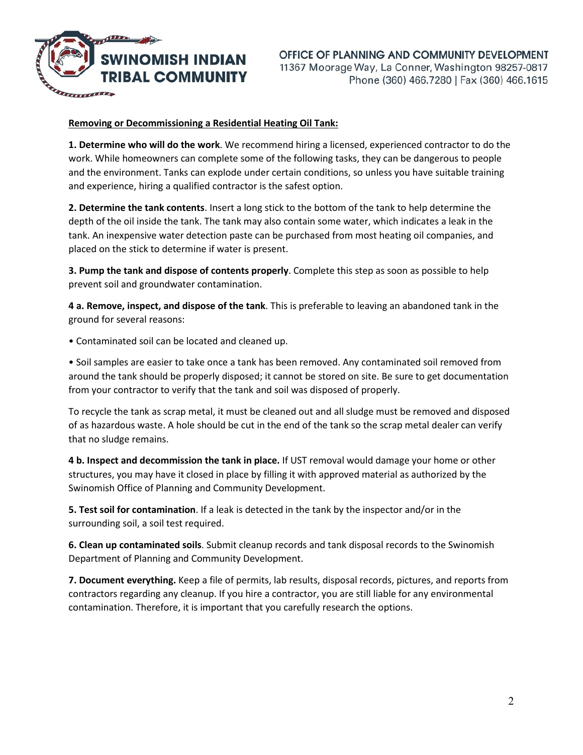**Removing or Decommissioning a Residential Heating Oil Tank:**

**1. Determine who will do the work**. We recommend hiring a licensed, experienced contractor to do the work. While homeowners can complete some of the following tasks, they can be dangerous to people and the environment. Tanks can explode under certain conditions, so unless you have suitable training and experience, hiring a qualified contractor is the safest option.

**2. Determine the tank contents**. Insert a long stick to the bottom of the tank to help determine the depth of the oil inside the tank. The tank may also contain some water, which indicates a leak in the tank. An inexpensive water detection paste can be purchased from most heating oil companies, and placed on the stick to determine if water is present.

**3. Pump the tank and dispose of contents properly**. Complete this step as soon as possible to help prevent soil and groundwater contamination.

**4 a. Remove, inspect, and dispose of the tank**. This is preferable to leaving an abandoned tank in the ground for several reasons:

- Contaminated soil can be located and cleaned up.
- Soil samples are easier to take once a tank has been removed. Any contaminated soil removed from around the tank should be properly disposed; it cannot be stored on site. Be sure to get documentation from your contractor to verify that the tank and soil was disposed of properly.

To recycle the tank as scrap metal, it must be cleaned out and all sludge must be removed and disposed of as hazardous waste. A hole should be cut in the end of the tank so the scrap metal dealer can verify that no sludge remains.

**4 b. Inspect and decommission the tank in place.** If UST removal would damage your home or other structures, you may have it closed in place by filling it with approved material as authorized by the Swinomish Office of Planning and Community Development.

**5. Test soil for contamination**. If a leak is detected in the tank by the inspector and/or in the surrounding soil, a soil test required.

**6. Clean up contaminated soils**. Submit cleanup records and tank disposal records to the Swinomish Department of Planning and Community Development.

**7. Document everything.** Keep a file of permits, lab results, disposal records, pictures, and reports from contractors regarding any cleanup. If you hire a contractor, you are still liable for any environmental contamination. Therefore, it is important that you carefully research the options.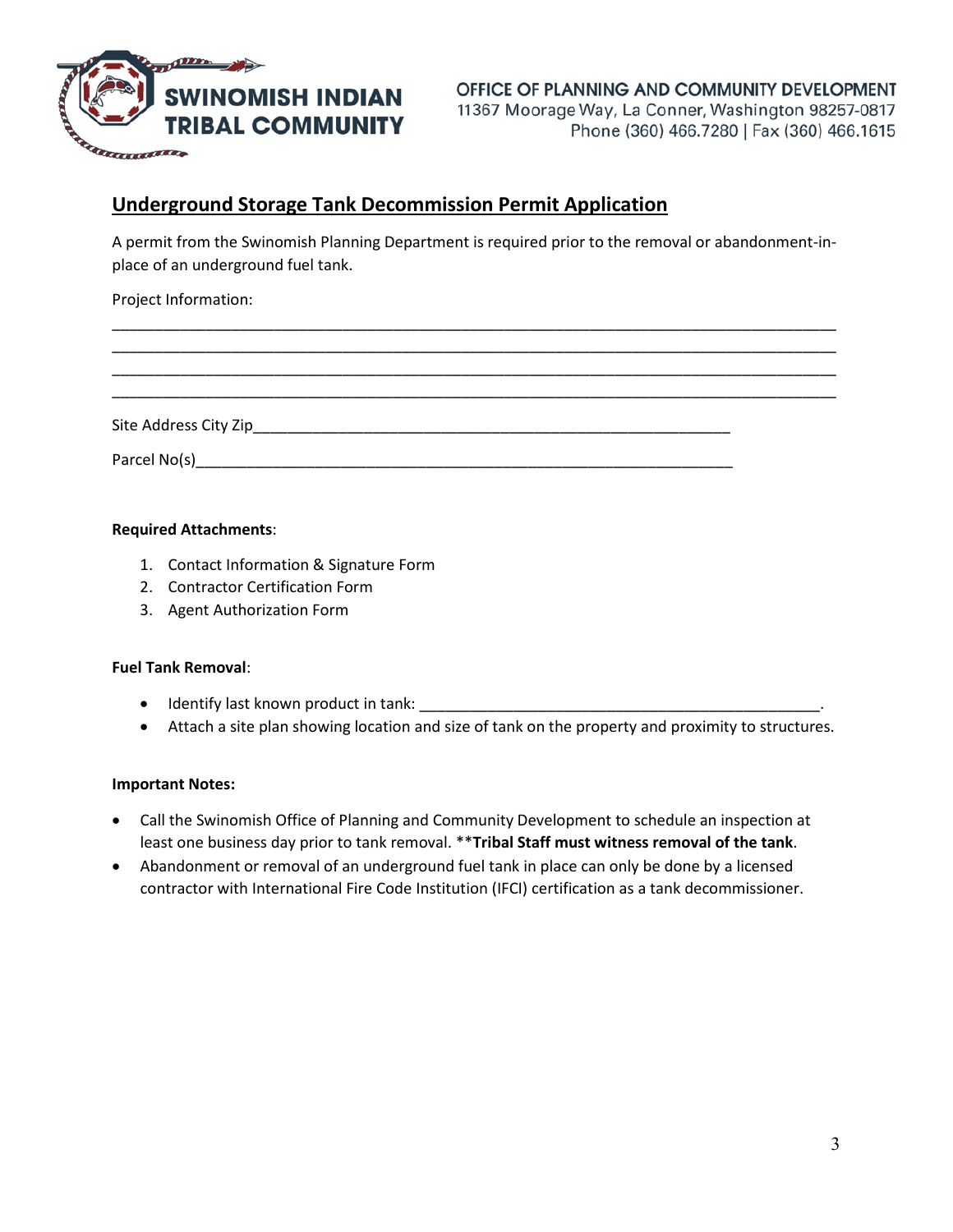SWINOMISH INDIAN TRIBAL COMMUNITY

OFFICE OF PLANNING AND COMMUNITY DEVELOPMENT
11367 Moorage Way, La Conner, Washington 98257-0817
Phone (360) 466.7280 | Fax (360) 466.1615

## Underground Storage Tank Decommission Permit Application

A permit from the Swinomish Planning Department is required prior to the removal or abandonment-in-place of an underground fuel tank.

Project Information:

\_\_\_\_\_\_\_\_\_\_\_\_\_\_\_\_\_\_\_\_\_\_\_\_\_\_\_\_\_\_\_\_\_\_\_\_\_\_\_\_\_\_\_\_\_\_\_\_\_\_\_\_\_\_\_\_\_\_\_\_\_\_\_\_\_\_\_\_\_\_\_\_\_\_\_\_\_\_
\_\_\_\_\_\_\_\_\_\_\_\_\_\_\_\_\_\_\_\_\_\_\_\_\_\_\_\_\_\_\_\_\_\_\_\_\_\_\_\_\_\_\_\_\_\_\_\_\_\_\_\_\_\_\_\_\_\_\_\_\_\_\_\_\_\_\_\_\_\_\_\_\_\_\_\_\_\_
\_\_\_\_\_\_\_\_\_\_\_\_\_\_\_\_\_\_\_\_\_\_\_\_\_\_\_\_\_\_\_\_\_\_\_\_\_\_\_\_\_\_\_\_\_\_\_\_\_\_\_\_\_\_\_\_\_\_\_\_\_\_\_\_\_\_\_\_\_\_\_\_\_\_\_\_\_\_
\_\_\_\_\_\_\_\_\_\_\_\_\_\_\_\_\_\_\_\_\_\_\_\_\_\_\_\_\_\_\_\_\_\_\_\_\_\_\_\_\_\_\_\_\_\_\_\_\_\_\_\_\_\_\_\_\_\_\_\_\_\_\_\_\_\_\_\_\_\_\_\_\_\_\_\_\_\_

Site Address City Zip\_\_\_\_\_\_\_\_\_\_\_\_\_\_\_\_\_\_\_\_\_\_\_\_\_\_\_\_\_\_\_\_\_\_\_\_\_\_\_\_\_\_\_\_\_\_\_\_\_\_\_\_\_\_\_\_

Parcel No(s)\_\_\_\_\_\_\_\_\_\_\_\_\_\_\_\_\_\_\_\_\_\_\_\_\_\_\_\_\_\_\_\_\_\_\_\_\_\_\_\_\_\_\_\_\_\_\_\_\_\_\_\_\_\_\_\_\_\_\_\_\_\_

**Required Attachments**:

1. Contact Information & Signature Form
2. Contractor Certification Form
3. Agent Authorization Form

**Fuel Tank Removal**:

- Identify last known product in tank: \_\_\_\_\_\_\_\_\_\_\_\_\_\_\_\_\_\_\_\_\_\_\_\_\_\_\_\_\_\_\_\_\_\_\_\_\_\_\_\_\_\_\_\_\_\_\_\_.
- Attach a site plan showing location and size of tank on the property and proximity to structures.

**Important Notes:**

- Call the Swinomish Office of Planning and Community Development to schedule an inspection at least one business day prior to tank removal. ****Tribal Staff must witness removal of the tank**.
- Abandonment or removal of an underground fuel tank in place can only be done by a licensed contractor with International Fire Code Institution (IFCI) certification as a tank decommissioner.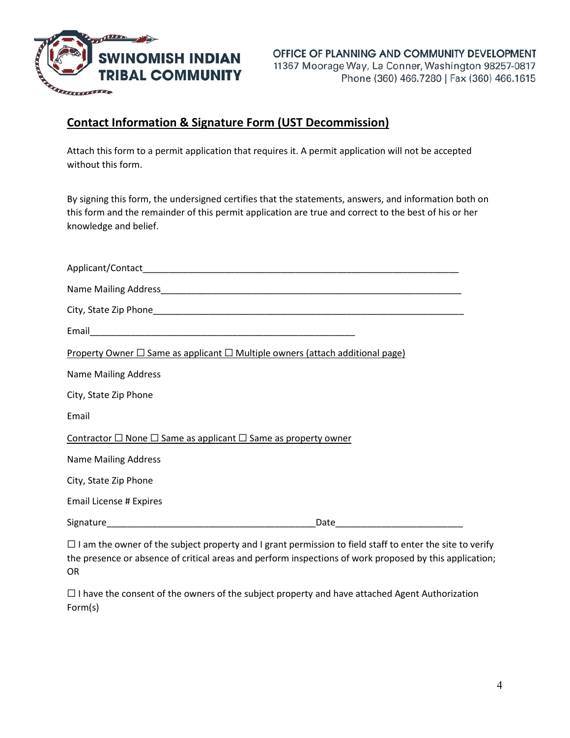SWINOMISH INDIAN TRIBAL COMMUNITY

OFFICE OF PLANNING AND COMMUNITY DEVELOPMENT
11367 Moorage Way, La Conner, Washington 98257-0817
Phone (360) 466.7280 | Fax (360) 466.1615

## Contact Information & Signature Form (UST Decommission)

Attach this form to a permit application that requires it. A permit application will not be accepted without this form.

By signing this form, the undersigned certifies that the statements, answers, and information both on this form and the remainder of this permit application are true and correct to the best of his or her knowledge and belief.

Applicant/Contact_______________________________________________________________

Name Mailing Address____________________________________________________________

City, State Zip Phone_____________________________________________________________

Email________________________________________________

Property Owner ☐ Same as applicant ☐ Multiple owners (attach additional page)

Name Mailing Address

City, State Zip Phone

Email

Contractor ☐ None ☐ Same as applicant ☐ Same as property owner

Name Mailing Address

City, State Zip Phone

Email License # Expires

Signature______________________________________Date_______________________

☐ I am the owner of the subject property and I grant permission to field staff to enter the site to verify the presence or absence of critical areas and perform inspections of work proposed by this application; OR

☐ I have the consent of the owners of the subject property and have attached Agent Authorization Form(s)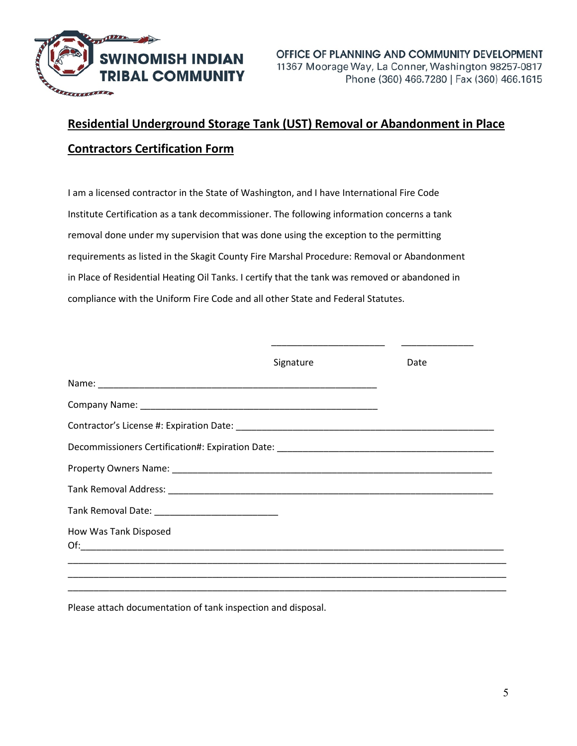SWINOMISH INDIAN TRIBAL COMMUNITY

OFFICE OF PLANNING AND COMMUNITY DEVELOPMENT
11367 Moorage Way, La Conner, Washington 98257-0817
Phone (360) 466.7280 | Fax (360) 466.1615

## Residential Underground Storage Tank (UST) Removal or Abandonment in Place Contractors Certification Form

I am a licensed contractor in the State of Washington, and I have International Fire Code Institute Certification as a tank decommissioner. The following information concerns a tank removal done under my supervision that was done using the exception to the permitting requirements as listed in the Skagit County Fire Marshal Procedure: Removal or Abandonment in Place of Residential Heating Oil Tanks. I certify that the tank was removed or abandoned in compliance with the Uniform Fire Code and all other State and Federal Statutes.

______________________ ______________

Signature Date

Name: _______________________________________________________

Company Name: _____________________________________________

Contractor's License #: Expiration Date: __________________________________________________

Decommissioners Certification#: Expiration Date: __________________________________________

Property Owners Name: ______________________________________________________________

Tank Removal Address: ______________________________________________________________

Tank Removal Date: ________________________

How Was Tank Disposed Of:_________________________________________________________________________________
_____________________________________________________________________________________
_____________________________________________________________________________________
_____________________________________________________________________________________

Please attach documentation of tank inspection and disposal.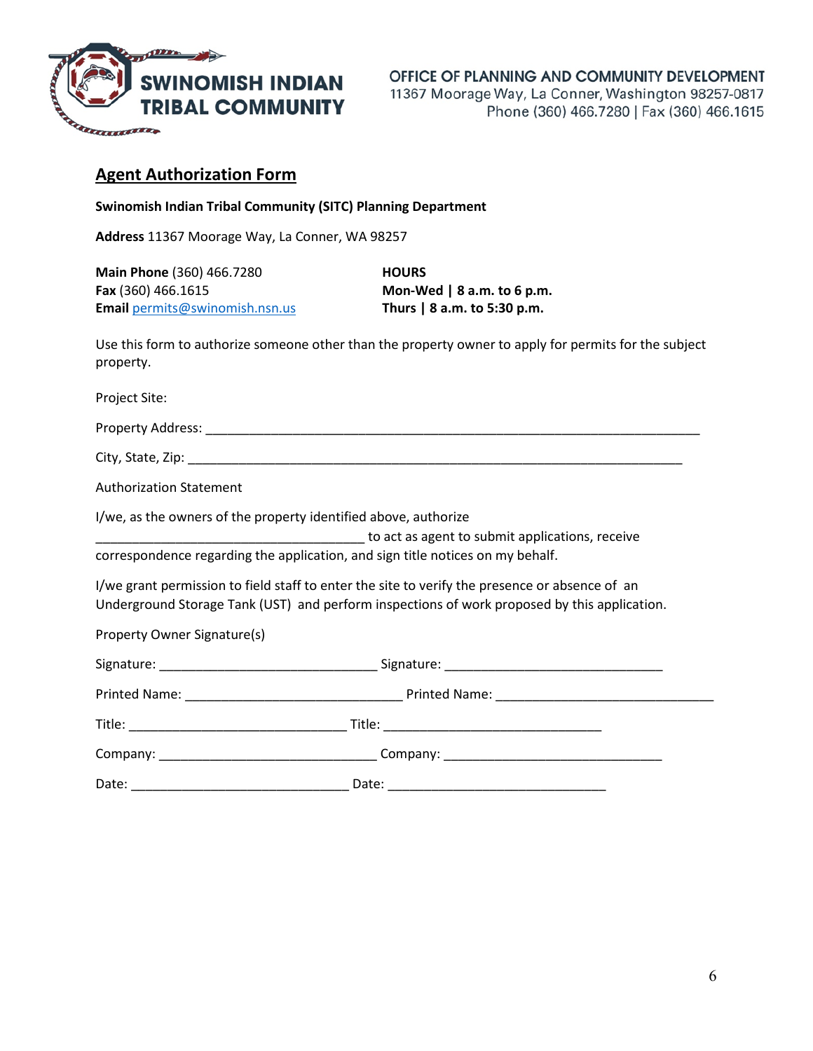SWINOMISH INDIAN TRIBAL COMMUNITY

OFFICE OF PLANNING AND COMMUNITY DEVELOPMENT
11367 Moorage Way, La Conner, Washington 98257-0817
Phone (360) 466.7280 | Fax (360) 466.1615

## Agent Authorization Form

**Swinomish Indian Tribal Community (SITC) Planning Department**

**Address** 11367 Moorage Way, La Conner, WA 98257

**Main Phone** (360) 466.7280
**Fax** (360) 466.1615
**Email** permits@swinomish.nsn.us

**HOURS**
**Mon-Wed | 8 a.m. to 6 p.m.**
**Thurs | 8 a.m. to 5:30 p.m.**

Use this form to authorize someone other than the property owner to apply for permits for the subject property.

Project Site:

Property Address: ______________________________________________________________________

City, State, Zip: ______________________________________________________________________

Authorization Statement

I/we, as the owners of the property identified above, authorize _____________________________________ to act as agent to submit applications, receive correspondence regarding the application, and sign title notices on my behalf.

I/we grant permission to field staff to enter the site to verify the presence or absence of an Underground Storage Tank (UST) and perform inspections of work proposed by this application.

Property Owner Signature(s)

Signature: ______________________________ Signature: ______________________________

Printed Name: ______________________________ Printed Name: ______________________________

Title: ______________________________ Title: ______________________________

Company: ______________________________ Company: ______________________________

Date: ______________________________ Date: ______________________________